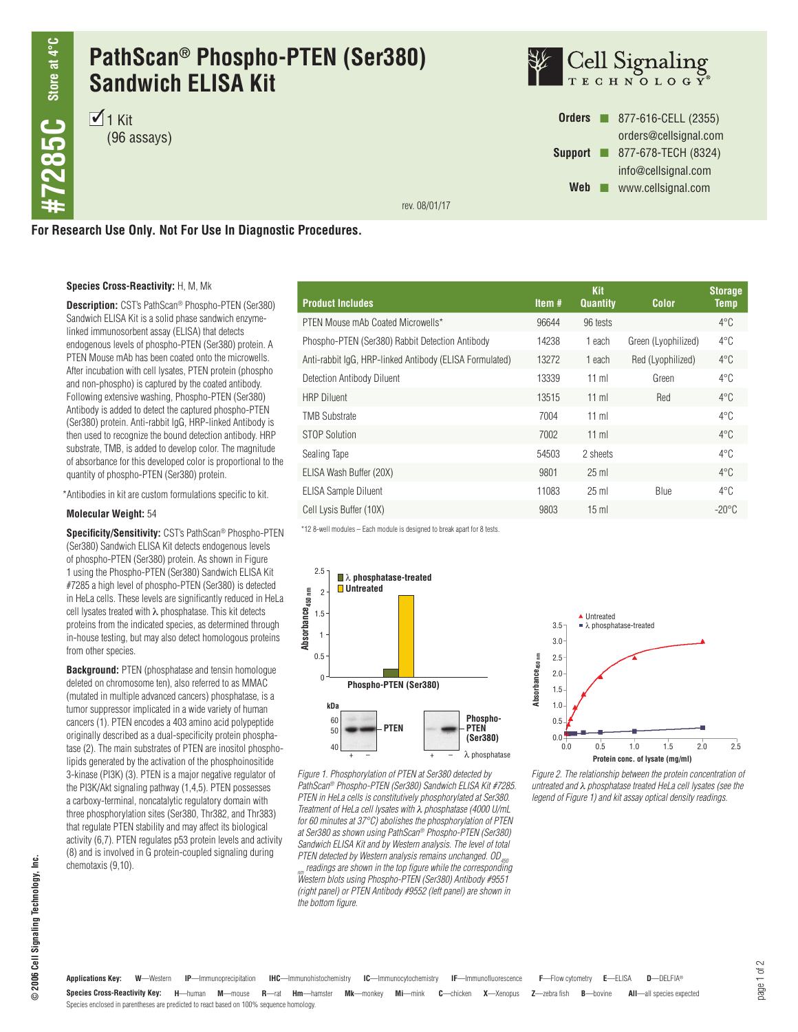# PathScan® Phospho-PTEN (Ser380) Sandwich ELISA Kit

#7285C — Store at 4°C

☑ 1 Kit (96 assays)

Cell Signaling Technology

**Orders** ■ 877-616-CELL (2355) orders@cellsignal.com
**Support** ■ 877-678-TECH (8324) info@cellsignal.com
**Web** ■ www.cellsignal.com

rev. 08/01/17

**For Research Use Only. Not For Use In Diagnostic Procedures.**

**Species Cross-Reactivity:** H, M, Mk

**Description:** CST's PathScan® Phospho-PTEN (Ser380) Sandwich ELISA Kit is a solid phase sandwich enzyme-linked immunosorbent assay (ELISA) that detects endogenous levels of phospho-PTEN (Ser380) protein. A PTEN Mouse mAb has been coated onto the microwells. After incubation with cell lysates, PTEN protein (phospho and non-phospho) is captured by the coated antibody. Following extensive washing, Phospho-PTEN (Ser380) Antibody is added to detect the captured phospho-PTEN (Ser380) protein. Anti-rabbit IgG, HRP-linked Antibody is then used to recognize the bound detection antibody. HRP substrate, TMB, is added to develop color. The magnitude of absorbance for this developed color is proportional to the quantity of phospho-PTEN (Ser380) protein.

*Antibodies in kit are custom formulations specific to kit.

**Molecular Weight:** 54

**Specificity/Sensitivity:** CST's PathScan® Phospho-PTEN (Ser380) Sandwich ELISA Kit detects endogenous levels of phospho-PTEN (Ser380) protein. As shown in Figure 1 using the Phospho-PTEN (Ser380) Sandwich ELISA Kit #7285 a high level of phospho-PTEN (Ser380) is detected in HeLa cells. These levels are significantly reduced in HeLa cell lysates treated with λ phosphatase. This kit detects proteins from the indicated species, as determined through in-house testing, but may also detect homologous proteins from other species.

**Background:** PTEN (phosphatase and tensin homologue deleted on chromosome ten), also referred to as MMAC (mutated in multiple advanced cancers) phosphatase, is a tumor suppressor implicated in a wide variety of human cancers (1). PTEN encodes a 403 amino acid polypeptide originally described as a dual-specificity protein phosphatase (2). The main substrates of PTEN are inositol phospholipids generated by the activation of the phosphoinositide 3-kinase (PI3K) (3). PTEN is a major negative regulator of the PI3K/Akt signaling pathway (1,4,5). PTEN possesses a carboxy-terminal, noncatalytic regulatory domain with three phosphorylation sites (Ser380, Thr382, and Thr383) that regulate PTEN stability and may affect its biological activity (6,7). PTEN regulates p53 protein levels and activity (8) and is involved in G protein-coupled signaling during chemotaxis (9,10).

| Product Includes | Item # | Kit Quantity | Color | Storage Temp |
|---|---|---|---|---|
| PTEN Mouse mAb Coated Microwells* | 96644 | 96 tests | | 4°C |
| Phospho-PTEN (Ser380) Rabbit Detection Antibody | 14238 | 1 each | Green (Lyophilized) | 4°C |
| Anti-rabbit IgG, HRP-linked Antibody (ELISA Formulated) | 13272 | 1 each | Red (Lyophilized) | 4°C |
| Detection Antibody Diluent | 13339 | 11 ml | Green | 4°C |
| HRP Diluent | 13515 | 11 ml | Red | 4°C |
| TMB Substrate | 7004 | 11 ml | | 4°C |
| STOP Solution | 7002 | 11 ml | | 4°C |
| Sealing Tape | 54503 | 2 sheets | | 4°C |
| ELISA Wash Buffer (20X) | 9801 | 25 ml | | 4°C |
| ELISA Sample Diluent | 11083 | 25 ml | Blue | 4°C |
| Cell Lysis Buffer (10X) | 9803 | 15 ml | | -20°C |

*12 8-well modules – Each module is designed to break apart for 8 tests.

*Figure 1. Phosphorylation of PTEN at Ser380 detected by PathScan® Phospho-PTEN (Ser380) Sandwich ELISA Kit #7285. PTEN in HeLa cells is constitutively phosphorylated at Ser380. Treatment of HeLa cell lysates with λ phosphatase (4000 U/mL for 60 minutes at 37°C) abolishes the phosphorylation of PTEN at Ser380 as shown using PathScan® Phospho-PTEN (Ser380) Sandwich ELISA Kit and by Western analysis. The level of total PTEN detected by Western analysis remains unchanged. $OD_{450\,nm}$ readings are shown in the top figure while the corresponding Western blots using Phospho-PTEN (Ser380) Antibody #9551 (right panel) or PTEN Antibody #9552 (left panel) are shown in the bottom figure.*

*Figure 2. The relationship between the protein concentration of untreated and λ phosphatase treated HeLa cell lysates (see the legend of Figure 1) and kit assay optical density readings.*

**Applications Key:** **W**—Western **IP**—Immunoprecipitation **IHC**—Immunohistochemistry **IC**—Immunocytochemistry **IF**—Immunofluorescence **F**—Flow cytometry **E**—ELISA **D**—DELFIA®

**Species Cross-Reactivity Key:** **H**—human **M**—mouse **R**—rat **Hm**—hamster **Mk**—monkey **Mi**—mink **C**—chicken **X**—Xenopus **Z**—zebra fish **B**—bovine **All**—all species expected

Species enclosed in parentheses are predicted to react based on 100% sequence homology.

© 2006 Cell Signaling Technology, Inc.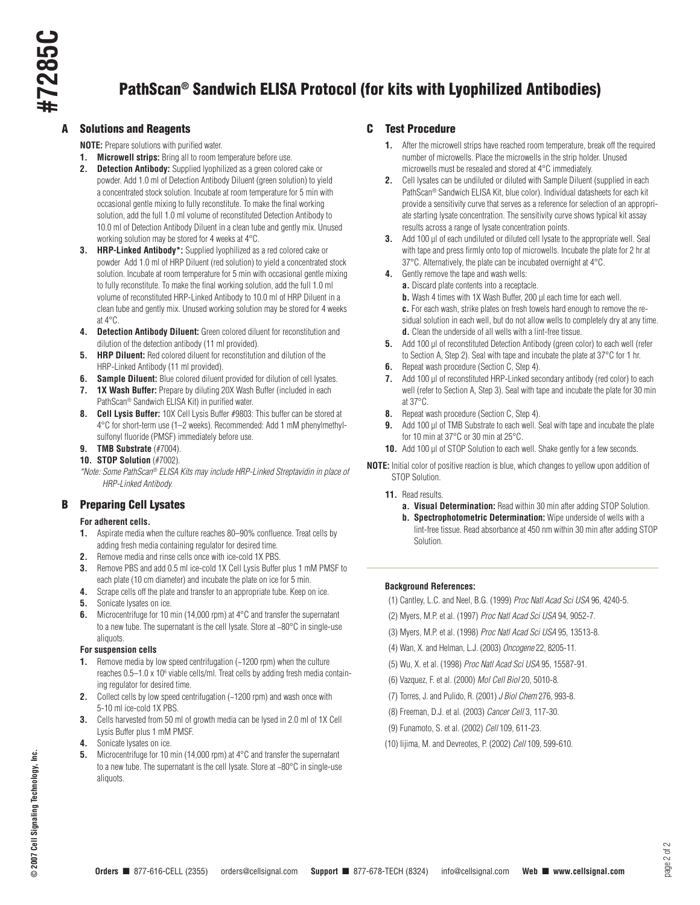# PathScan® Sandwich ELISA Protocol (for kits with Lyophilized Antibodies)

## A Solutions and Reagents

**NOTE:** Prepare solutions with purified water.

1. **Microwell strips:** Bring all to room temperature before use.
2. **Detection Antibody:** Supplied lyophilized as a green colored cake or powder. Add 1.0 ml of Detection Antibody Diluent (green solution) to yield a concentrated stock solution. Incubate at room temperature for 5 min with occasional gentle mixing to fully reconstitute. To make the final working solution, add the full 1.0 ml volume of reconstituted Detection Antibody to 10.0 ml of Detection Antibody Diluent in a clean tube and gently mix. Unused working solution may be stored for 4 weeks at 4°C.
3. **HRP-Linked Antibody*:** Supplied lyophilized as a red colored cake or powder Add 1.0 ml of HRP Diluent (red solution) to yield a concentrated stock solution. Incubate at room temperature for 5 min with occasional gentle mixing to fully reconstitute. To make the final working solution, add the full 1.0 ml volume of reconstituted HRP-Linked Antibody to 10.0 ml of HRP Diluent in a clean tube and gently mix. Unused working solution may be stored for 4 weeks at 4°C.
4. **Detection Antibody Diluent:** Green colored diluent for reconstitution and dilution of the detection antibody (11 ml provided).
5. **HRP Diluent:** Red colored diluent for reconstitution and dilution of the HRP-Linked Antibody (11 ml provided).
6. **Sample Diluent:** Blue colored diluent provided for dilution of cell lysates.
7. **1X Wash Buffer:** Prepare by diluting 20X Wash Buffer (included in each PathScan® Sandwich ELISA Kit) in purified water.
8. **Cell Lysis Buffer:** 10X Cell Lysis Buffer #9803: This buffer can be stored at 4°C for short-term use (1–2 weeks). Recommended: Add 1 mM phenylmethylsulfonyl fluoride (PMSF) immediately before use.
9. **TMB Substrate** (#7004).
10. **STOP Solution** (#7002).

*\*Note: Some PathScan® ELISA Kits may include HRP-Linked Streptavidin in place of HRP-Linked Antibody.*

## B Preparing Cell Lysates

**For adherent cells.**

1. Aspirate media when the culture reaches 80–90% confluence. Treat cells by adding fresh media containing regulator for desired time.
2. Remove media and rinse cells once with ice-cold 1X PBS.
3. Remove PBS and add 0.5 ml ice-cold 1X Cell Lysis Buffer plus 1 mM PMSF to each plate (10 cm diameter) and incubate the plate on ice for 5 min.
4. Scrape cells off the plate and transfer to an appropriate tube. Keep on ice.
5. Sonicate lysates on ice.
6. Microcentrifuge for 10 min (14,000 rpm) at 4°C and transfer the supernatant to a new tube. The supernatant is the cell lysate. Store at –80°C in single-use aliquots.

**For suspension cells**

1. Remove media by low speed centrifugation (~1200 rpm) when the culture reaches 0.5–1.0 x $10^6$ viable cells/ml. Treat cells by adding fresh media containing regulator for desired time.
2. Collect cells by low speed centrifugation (~1200 rpm) and wash once with 5-10 ml ice-cold 1X PBS.
3. Cells harvested from 50 ml of growth media can be lysed in 2.0 ml of 1X Cell Lysis Buffer plus 1 mM PMSF.
4. Sonicate lysates on ice.
5. Microcentrifuge for 10 min (14,000 rpm) at 4°C and transfer the supernatant to a new tube. The supernatant is the cell lysate. Store at –80°C in single-use aliquots.

## C Test Procedure

1. After the microwell strips have reached room temperature, break off the required number of microwells. Place the microwells in the strip holder. Unused microwells must be resealed and stored at 4°C immediately.
2. Cell lysates can be undiluted or diluted with Sample Diluent (supplied in each PathScan® Sandwich ELISA Kit, blue color). Individual datasheets for each kit provide a sensitivity curve that serves as a reference for selection of an appropriate starting lysate concentration. The sensitivity curve shows typical kit assay results across a range of lysate concentration points.
3. Add 100 µl of each undiluted or diluted cell lysate to the appropriate well. Seal with tape and press firmly onto top of microwells. Incubate the plate for 2 hr at 37°C. Alternatively, the plate can be incubated overnight at 4°C.
4. Gently remove the tape and wash wells:
   - **a.** Discard plate contents into a receptacle.
   - **b.** Wash 4 times with 1X Wash Buffer, 200 µl each time for each well.
   - **c.** For each wash, strike plates on fresh towels hard enough to remove the residual solution in each well, but do not allow wells to completely dry at any time.
   - **d.** Clean the underside of all wells with a lint-free tissue.
5. Add 100 µl of reconstituted Detection Antibody (green color) to each well (refer to Section A, Step 2). Seal with tape and incubate the plate at 37°C for 1 hr.
6. Repeat wash procedure (Section C, Step 4).
7. Add 100 µl of reconstituted HRP-Linked secondary antibody (red color) to each well (refer to Section A, Step 3). Seal with tape and incubate the plate for 30 min at 37°C.
8. Repeat wash procedure (Section C, Step 4).
9. Add 100 µl of TMB Substrate to each well. Seal with tape and incubate the plate for 10 min at 37°C or 30 min at 25°C.
10. Add 100 µl of STOP Solution to each well. Shake gently for a few seconds.

**NOTE:** Initial color of positive reaction is blue, which changes to yellow upon addition of STOP Solution.

11. Read results.
    - **a. Visual Determination:** Read within 30 min after adding STOP Solution.
    - **b. Spectrophotometric Determination:** Wipe underside of wells with a lint-free tissue. Read absorbance at 450 nm within 30 min after adding STOP Solution.

**Background References:**

(1) Cantley, L.C. and Neel, B.G. (1999) *Proc Natl Acad Sci USA* 96, 4240-5.

(2) Myers, M.P. et al. (1997) *Proc Natl Acad Sci USA* 94, 9052-7.

(3) Myers, M.P. et al. (1998) *Proc Natl Acad Sci USA* 95, 13513-8.

(4) Wan, X. and Helman, L.J. (2003) *Oncogene* 22, 8205-11.

(5) Wu, X. et al. (1998) *Proc Natl Acad Sci USA* 95, 15587-91.

(6) Vazquez, F. et al. (2000) *Mol Cell Biol* 20, 5010-8.

(7) Torres, J. and Pulido, R. (2001) *J Biol Chem* 276, 993-8.

(8) Freeman, D.J. et al. (2003) *Cancer Cell* 3, 117-30.

(9) Funamoto, S. et al. (2002) *Cell* 109, 611-23.

(10) Iijima, M. and Devreotes, P. (2002) *Cell* 109, 599-610.